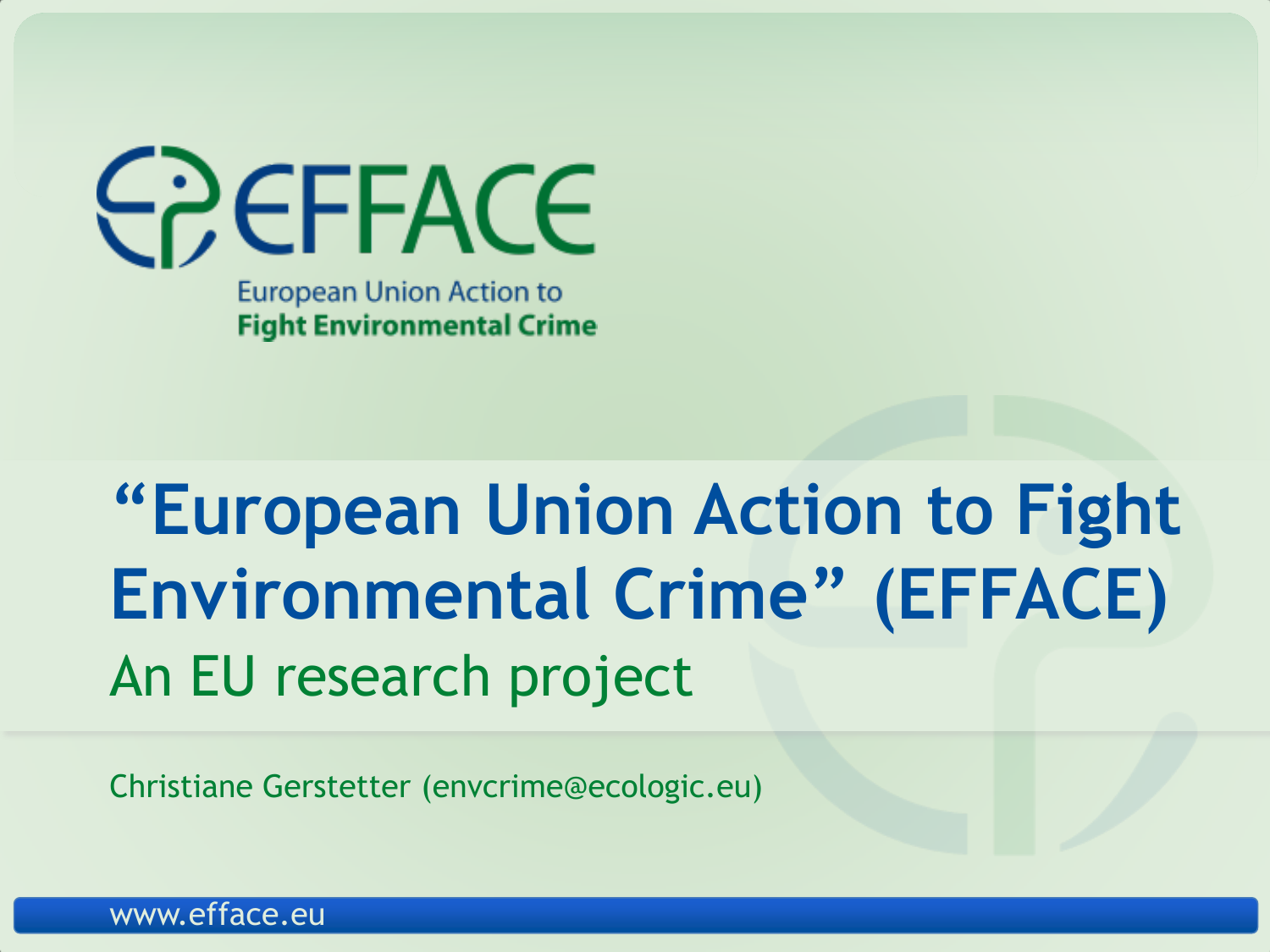EFFACE

European Union Action to
**Fight Environmental Crime**

# "European Union Action to Fight Environmental Crime" (EFFACE)

## An EU research project

Christiane Gerstetter (envcrime@ecologic.eu)

www.efface.eu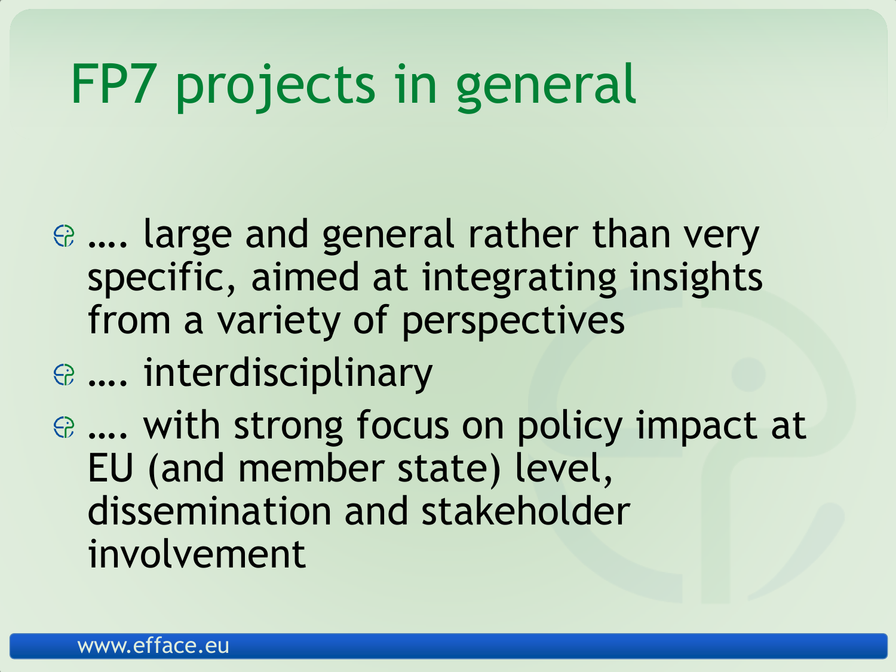# FP7 projects in general

- …. large and general rather than very specific, aimed at integrating insights from a variety of perspectives
- …. interdisciplinary
- …. with strong focus on policy impact at EU (and member state) level, dissemination and stakeholder involvement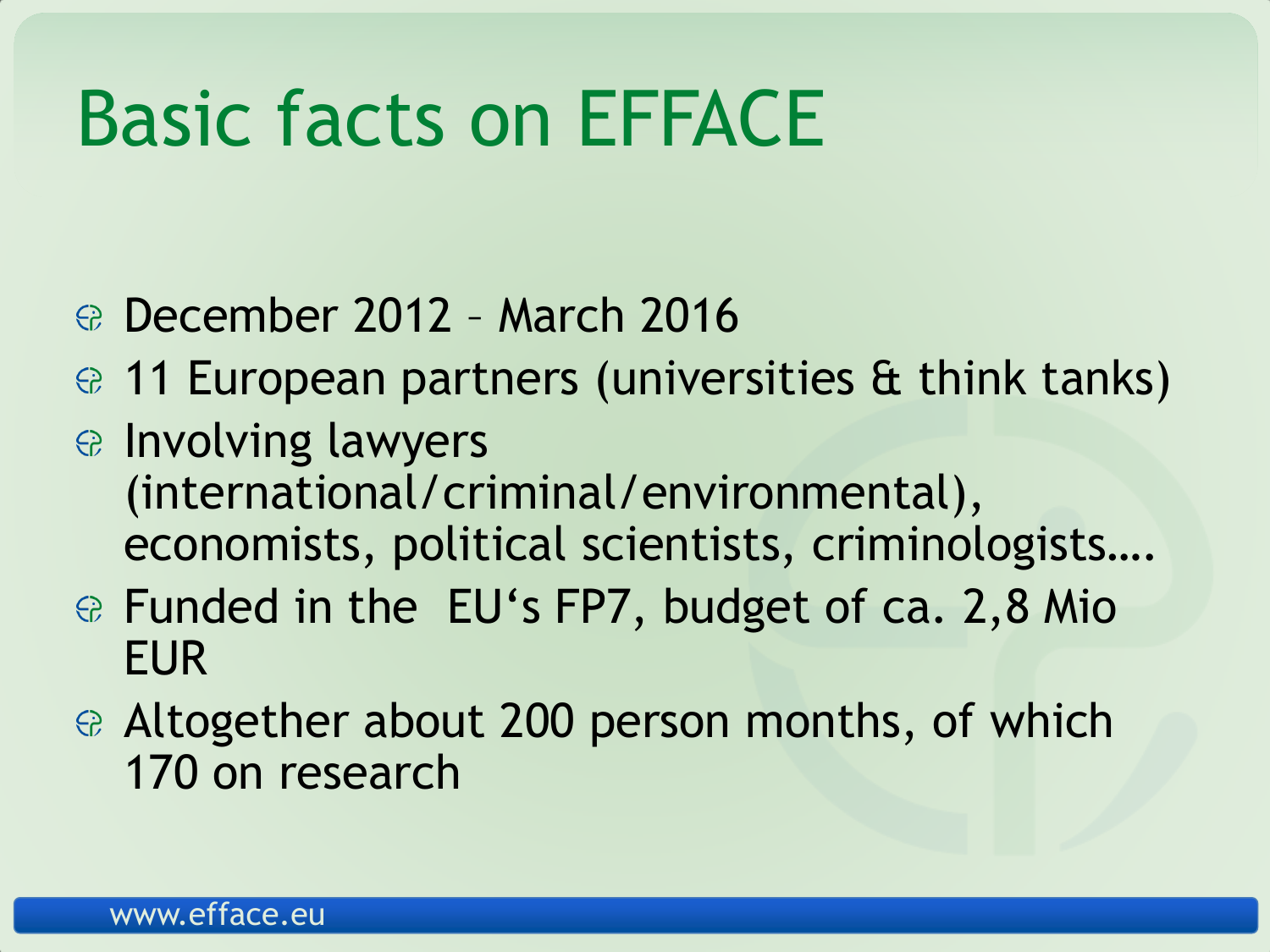# Basic facts on EFFACE

- December 2012 – March 2016
- 11 European partners (universities & think tanks)
- Involving lawyers (international/criminal/environmental), economists, political scientists, criminologists….
- Funded in the EU's FP7, budget of ca. 2,8 Mio EUR
- Altogether about 200 person months, of which 170 on research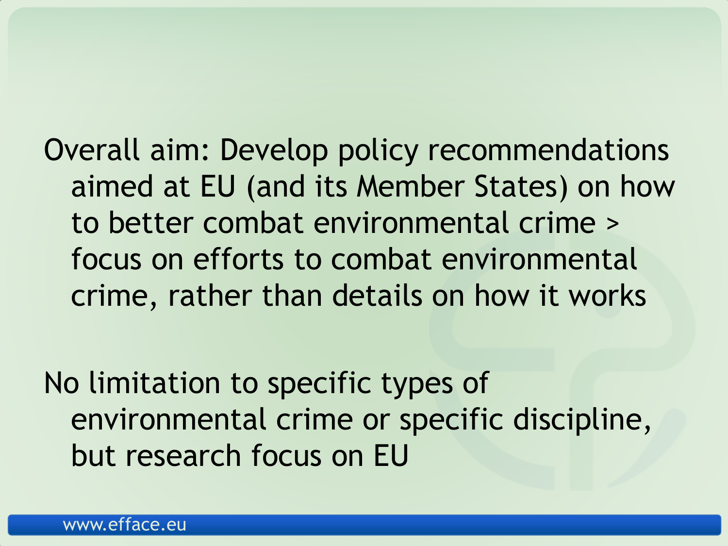Overall aim: Develop policy recommendations aimed at EU (and its Member States) on how to better combat environmental crime > focus on efforts to combat environmental crime, rather than details on how it works

No limitation to specific types of environmental crime or specific discipline, but research focus on EU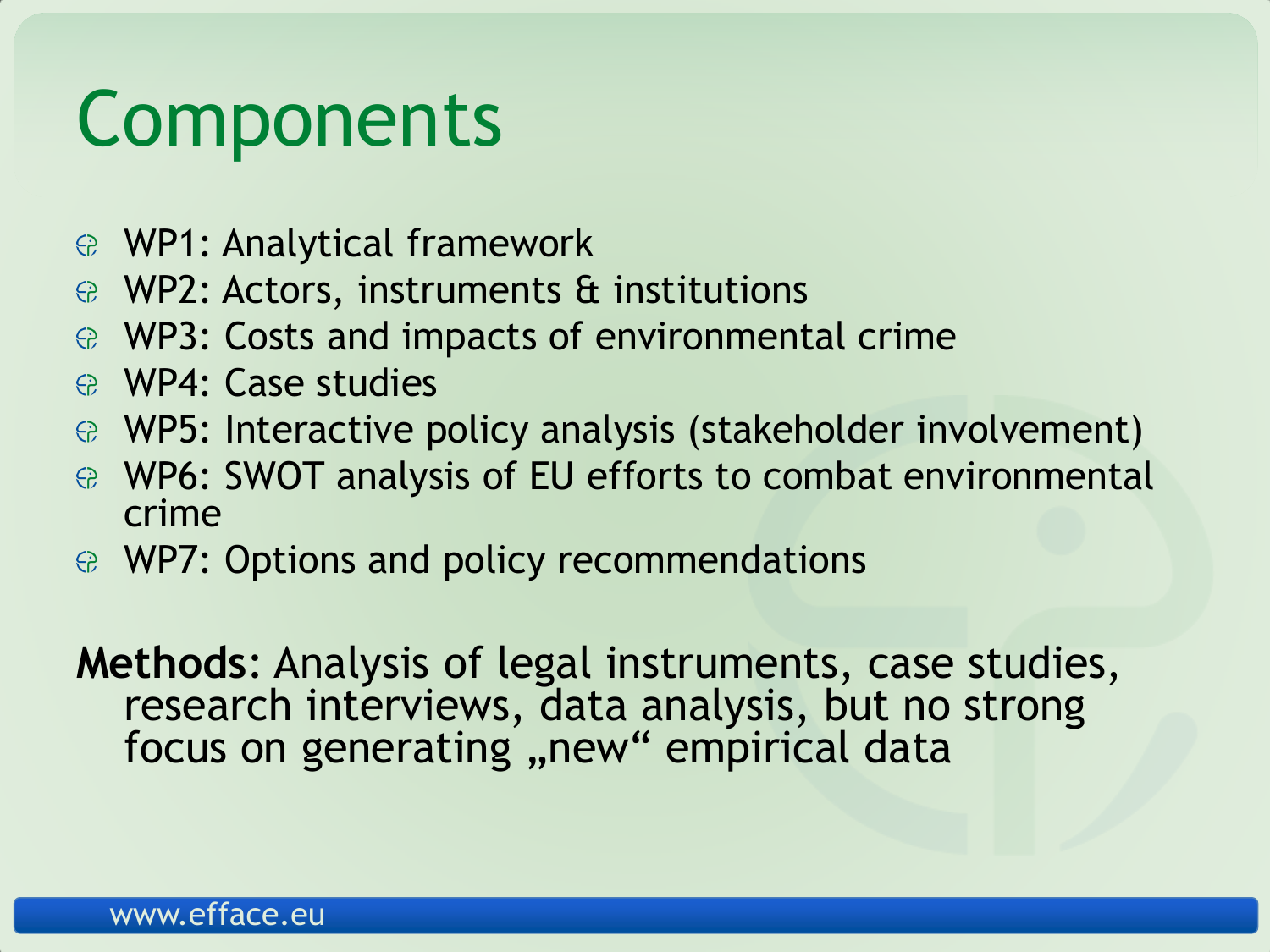# Components

- WP1: Analytical framework
- WP2: Actors, instruments & institutions
- WP3: Costs and impacts of environmental crime
- WP4: Case studies
- WP5: Interactive policy analysis (stakeholder involvement)
- WP6: SWOT analysis of EU efforts to combat environmental crime
- WP7: Options and policy recommendations

**Methods**: Analysis of legal instruments, case studies, research interviews, data analysis, but no strong focus on generating „new“ empirical data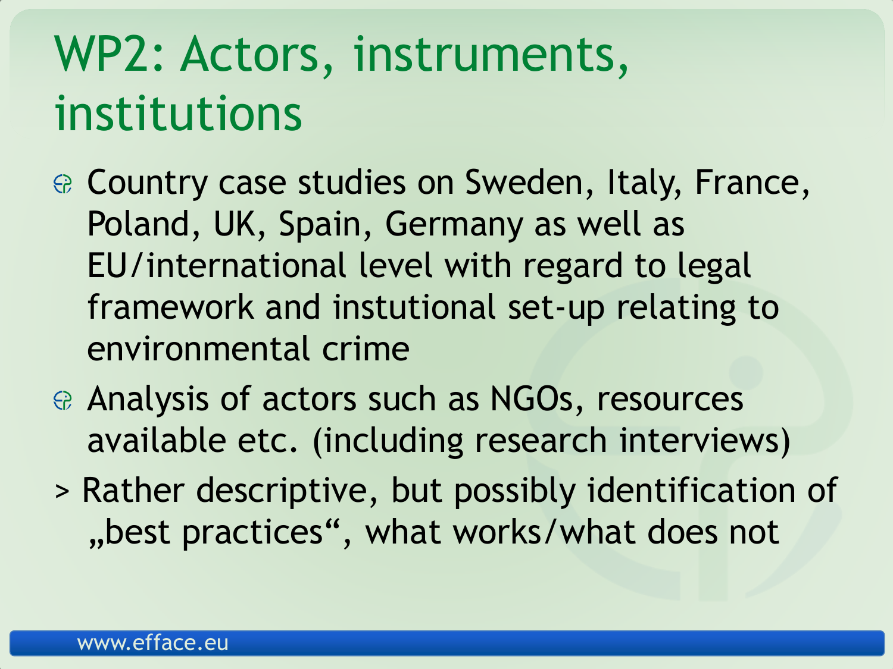# WP2: Actors, instruments, institutions

- Country case studies on Sweden, Italy, France, Poland, UK, Spain, Germany as well as EU/international level with regard to legal framework and instutional set-up relating to environmental crime
- Analysis of actors such as NGOs, resources available etc. (including research interviews)

> Rather descriptive, but possibly identification of „best practices“, what works/what does not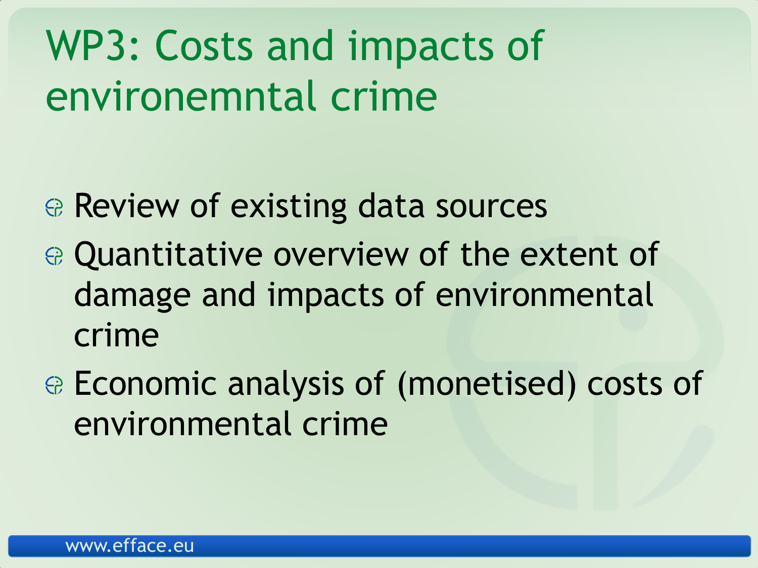# WP3: Costs and impacts of environemntal crime

- Review of existing data sources
- Quantitative overview of the extent of damage and impacts of environmental crime
- Economic analysis of (monetised) costs of environmental crime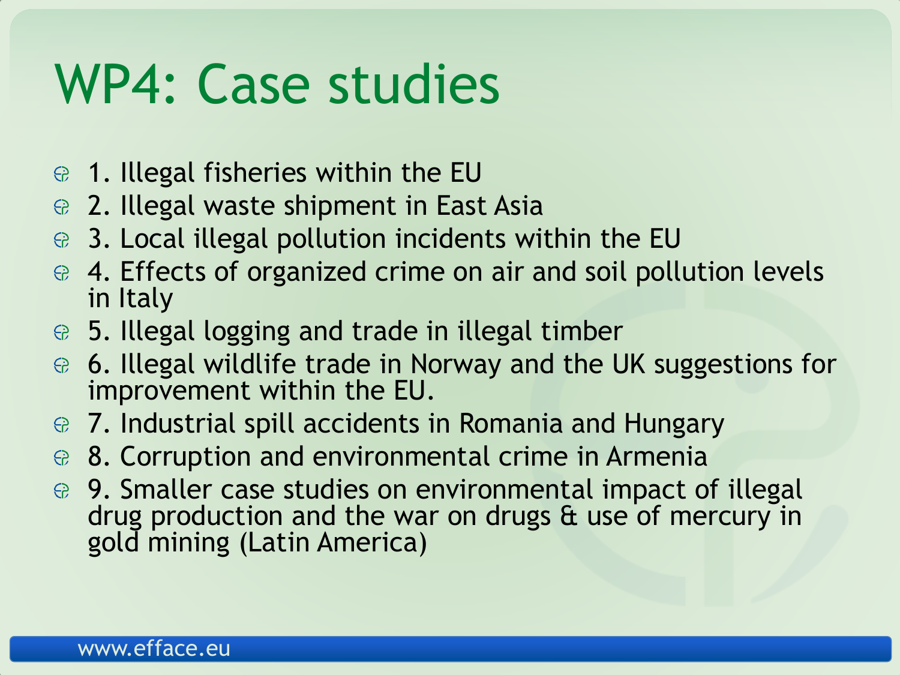# WP4: Case studies

- 1. Illegal fisheries within the EU
- 2. Illegal waste shipment in East Asia
- 3. Local illegal pollution incidents within the EU
- 4. Effects of organized crime on air and soil pollution levels in Italy
- 5. Illegal logging and trade in illegal timber
- 6. Illegal wildlife trade in Norway and the UK suggestions for improvement within the EU.
- 7. Industrial spill accidents in Romania and Hungary
- 8. Corruption and environmental crime in Armenia
- 9. Smaller case studies on environmental impact of illegal drug production and the war on drugs & use of mercury in gold mining (Latin America)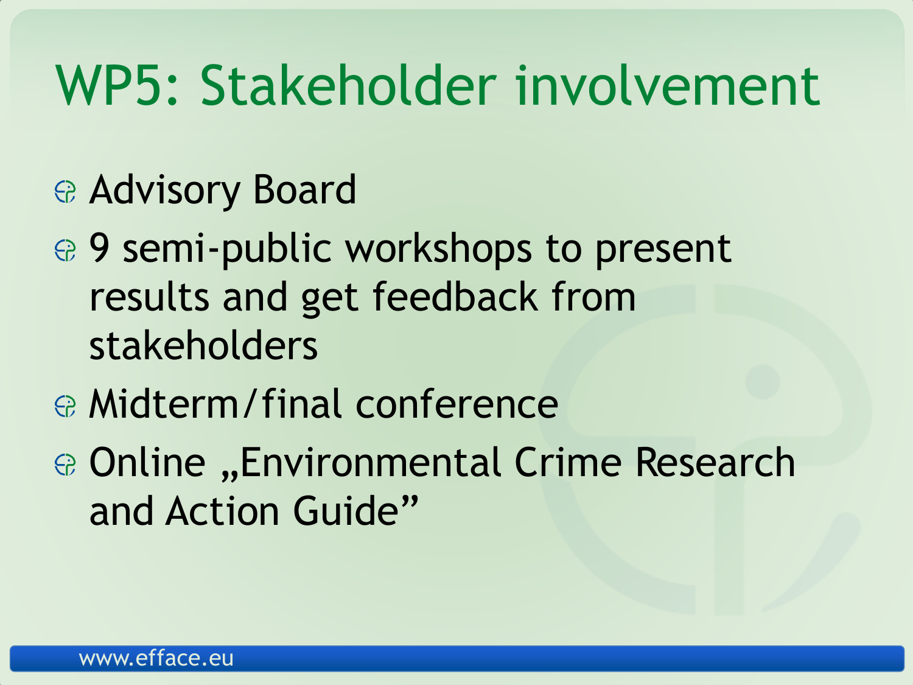# WP5: Stakeholder involvement

- Advisory Board
- 9 semi-public workshops to present results and get feedback from stakeholders
- Midterm/final conference
- Online „Environmental Crime Research and Action Guide”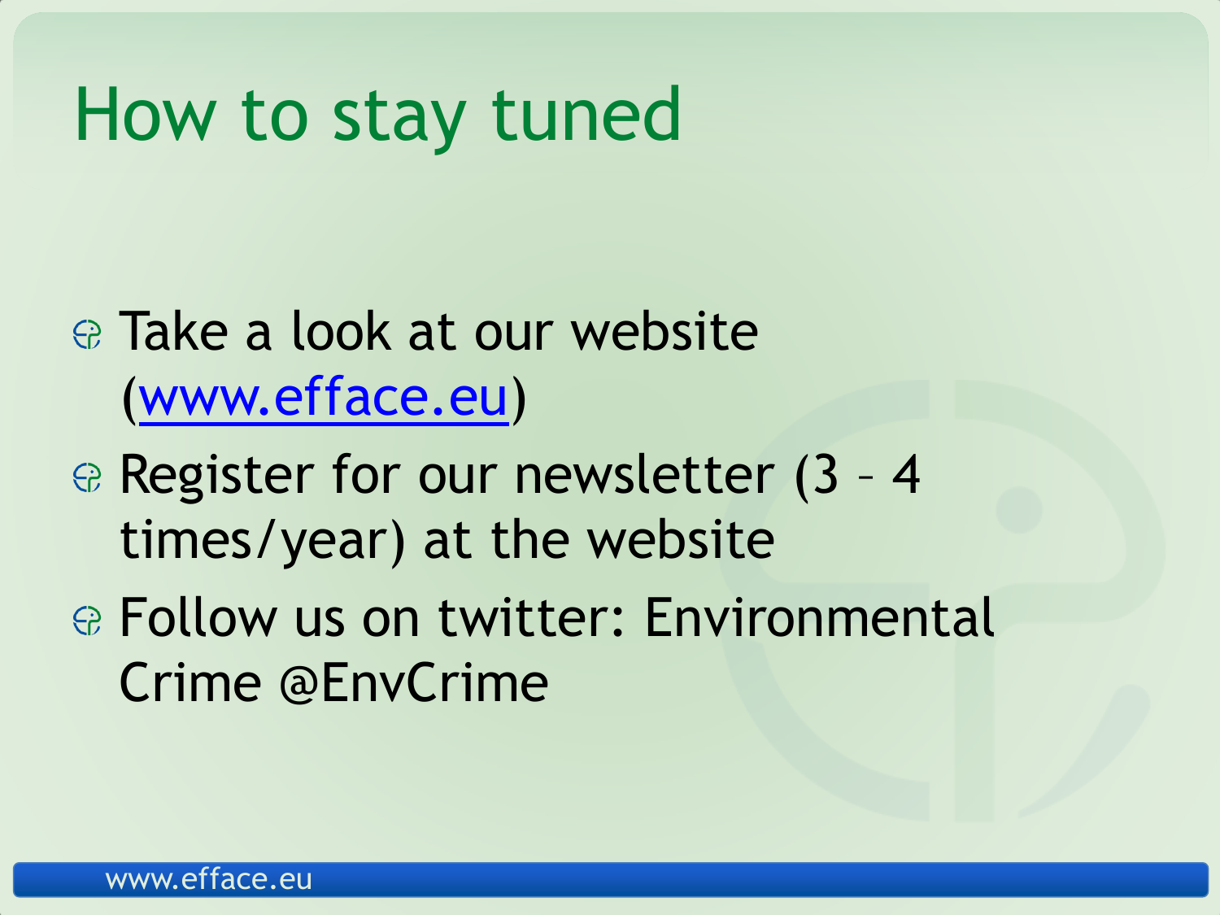# How to stay tuned

- Take a look at our website (www.efface.eu)
- Register for our newsletter (3 – 4 times/year) at the website
- Follow us on twitter: Environmental Crime @EnvCrime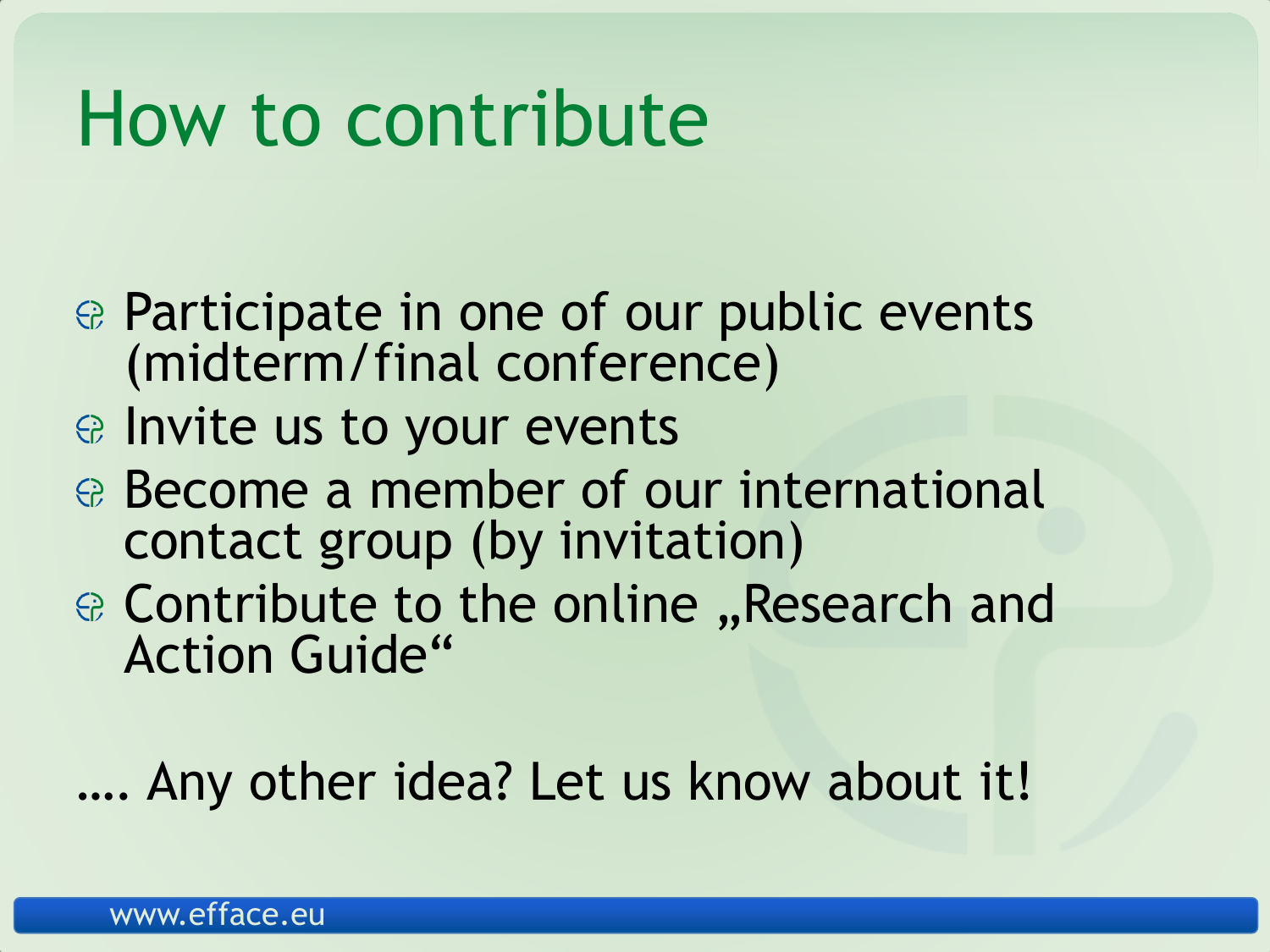# How to contribute

- Participate in one of our public events (midterm/final conference)
- Invite us to your events
- Become a member of our international contact group (by invitation)
- Contribute to the online „Research and Action Guide“

…. Any other idea? Let us know about it!

www.efface.eu